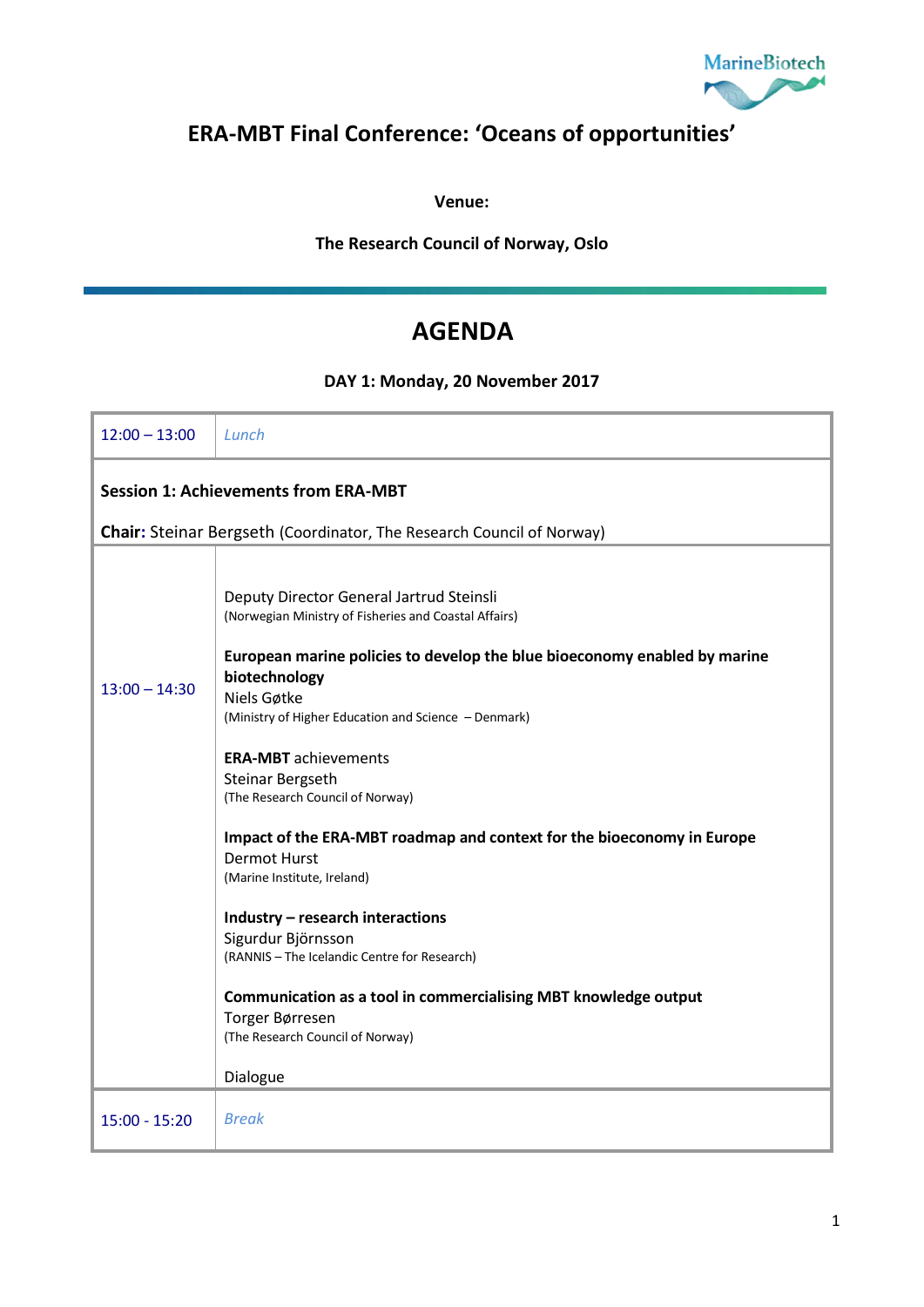# ERA-MBT Final Conference: 'Oceans of opportunities'

**Venue:**

**The Research Council of Norway, Oslo**

## AGENDA

**DAY 1: Monday, 20 November 2017**

| | |
|---|---|
| 12:00 – 13:00 | *Lunch* |
| **Session 1: Achievements from ERA-MBT**<br><br>**Chair:** Steinar Bergseth (Coordinator, The Research Council of Norway) | |
| 13:00 – 14:30 | Deputy Director General Jartrud Steinsli<br>(Norwegian Ministry of Fisheries and Coastal Affairs)<br><br>**European marine policies to develop the blue bioeconomy enabled by marine biotechnology**<br>Niels Gøtke<br>(Ministry of Higher Education and Science – Denmark)<br><br>**ERA-MBT** achievements<br>Steinar Bergseth<br>(The Research Council of Norway)<br><br>**Impact of the ERA-MBT roadmap and context for the bioeconomy in Europe**<br>Dermot Hurst<br>(Marine Institute, Ireland)<br><br>**Industry – research interactions**<br>Sigurdur Björnsson<br>(RANNIS – The Icelandic Centre for Research)<br><br>**Communication as a tool in commercialising MBT knowledge output**<br>Torger Børresen<br>(The Research Council of Norway)<br><br>Dialogue |
| 15:00 - 15:20 | *Break* |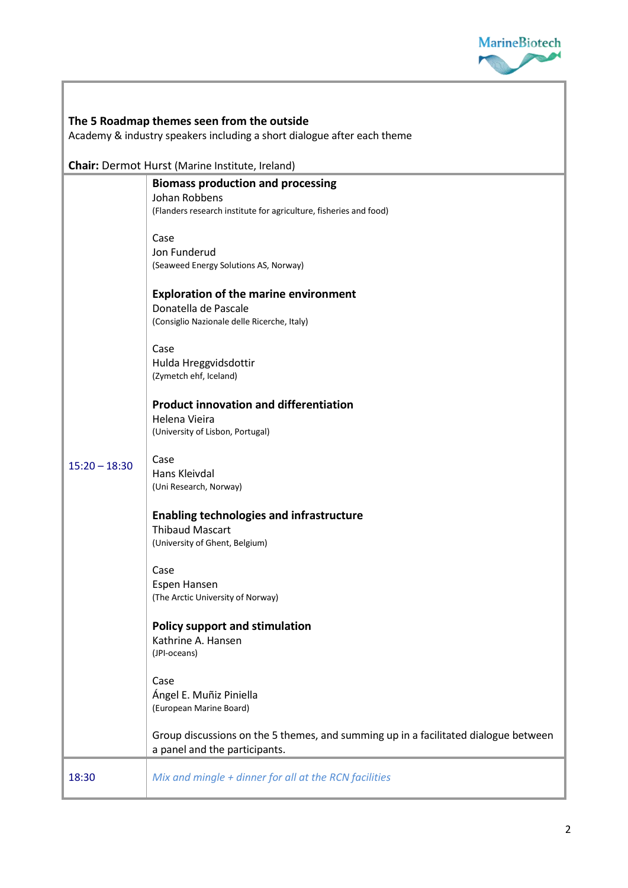**The 5 Roadmap themes seen from the outside**
Academy & industry speakers including a short dialogue after each theme

**Chair:** Dermot Hurst (Marine Institute, Ireland)

| | |
|---|---|
| 15:20 – 18:30 | **Biomass production and processing**<br>Johan Robbens<br>(Flanders research institute for agriculture, fisheries and food)<br><br>Case<br>Jon Funderud<br>(Seaweed Energy Solutions AS, Norway)<br><br>**Exploration of the marine environment**<br>Donatella de Pascale<br>(Consiglio Nazionale delle Ricerche, Italy)<br><br>Case<br>Hulda Hreggvidsdottir<br>(Zymetch ehf, Iceland)<br><br>**Product innovation and differentiation**<br>Helena Vieira<br>(University of Lisbon, Portugal)<br><br>Case<br>Hans Kleivdal<br>(Uni Research, Norway)<br><br>**Enabling technologies and infrastructure**<br>Thibaud Mascart<br>(University of Ghent, Belgium)<br><br>Case<br>Espen Hansen<br>(The Arctic University of Norway)<br><br>**Policy support and stimulation**<br>Kathrine A. Hansen<br>(JPI-oceans)<br><br>Case<br>Ángel E. Muñiz Piniella<br>(European Marine Board)<br><br>Group discussions on the 5 themes, and summing up in a facilitated dialogue between a panel and the participants. |
| 18:30 | *Mix and mingle + dinner for all at the RCN facilities* |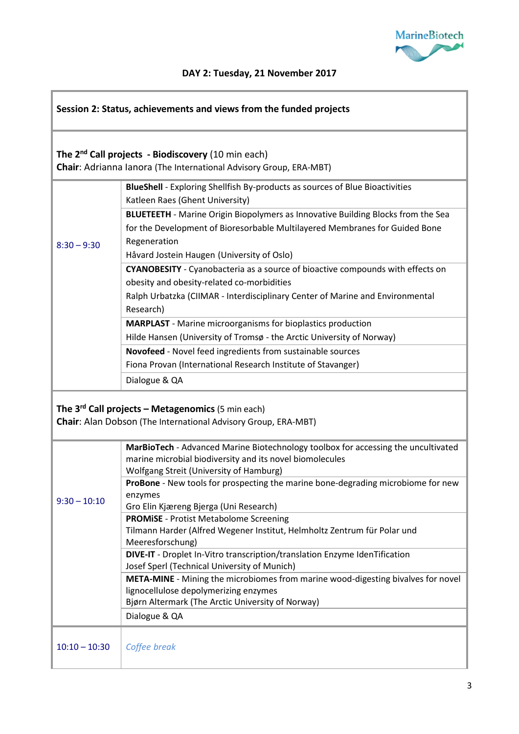## DAY 2: Tuesday, 21 November 2017

| **Session 2: Status, achievements and views from the funded projects** | |
|---|---|
| **The 2nd Call projects - Biodiscovery** (10 min each)<br>**Chair**: Adrianna Ianora (The International Advisory Group, ERA-MBT) | |
| 8:30 – 9:30 | **BlueShell** - Exploring Shellfish By-products as sources of Blue Bioactivities<br>Katleen Raes (Ghent University) |
| | **BLUETEETH** - Marine Origin Biopolymers as Innovative Building Blocks from the Sea for the Development of Bioresorbable Multilayered Membranes for Guided Bone Regeneration<br>Håvard Jostein Haugen (University of Oslo) |
| | **CYANOBESITY** - Cyanobacteria as a source of bioactive compounds with effects on obesity and obesity-related co-morbidities<br>Ralph Urbatzka (CIIMAR - Interdisciplinary Center of Marine and Environmental Research) |
| | **MARPLAST** - Marine microorganisms for bioplastics production<br>Hilde Hansen (University of Tromsø - the Arctic University of Norway) |
| | **Novofeed** - Novel feed ingredients from sustainable sources<br>Fiona Provan (International Research Institute of Stavanger) |
| | Dialogue & QA |
| **The 3rd Call projects – Metagenomics** (5 min each)<br>**Chair**: Alan Dobson (The International Advisory Group, ERA-MBT) | |
| 9:30 – 10:10 | **MarBioTech** - Advanced Marine Biotechnology toolbox for accessing the uncultivated marine microbial biodiversity and its novel biomolecules<br>Wolfgang Streit (University of Hamburg) |
| | **ProBone** - New tools for prospecting the marine bone-degrading microbiome for new enzymes<br>Gro Elin Kjæreng Bjerga (Uni Research) |
| | **PROMiSE** - Protist Metabolome Screening<br>Tilmann Harder (Alfred Wegener Institut, Helmholtz Zentrum für Polar und Meeresforschung) |
| | **DIVE-IT** - Droplet In-Vitro transcription/translation Enzyme IdenTification<br>Josef Sperl (Technical University of Munich) |
| | **META-MINE** - Mining the microbiomes from marine wood-digesting bivalves for novel lignocellulose depolymerizing enzymes<br>Bjørn Altermark (The Arctic University of Norway) |
| | Dialogue & QA |
| 10:10 – 10:30 | *Coffee break* |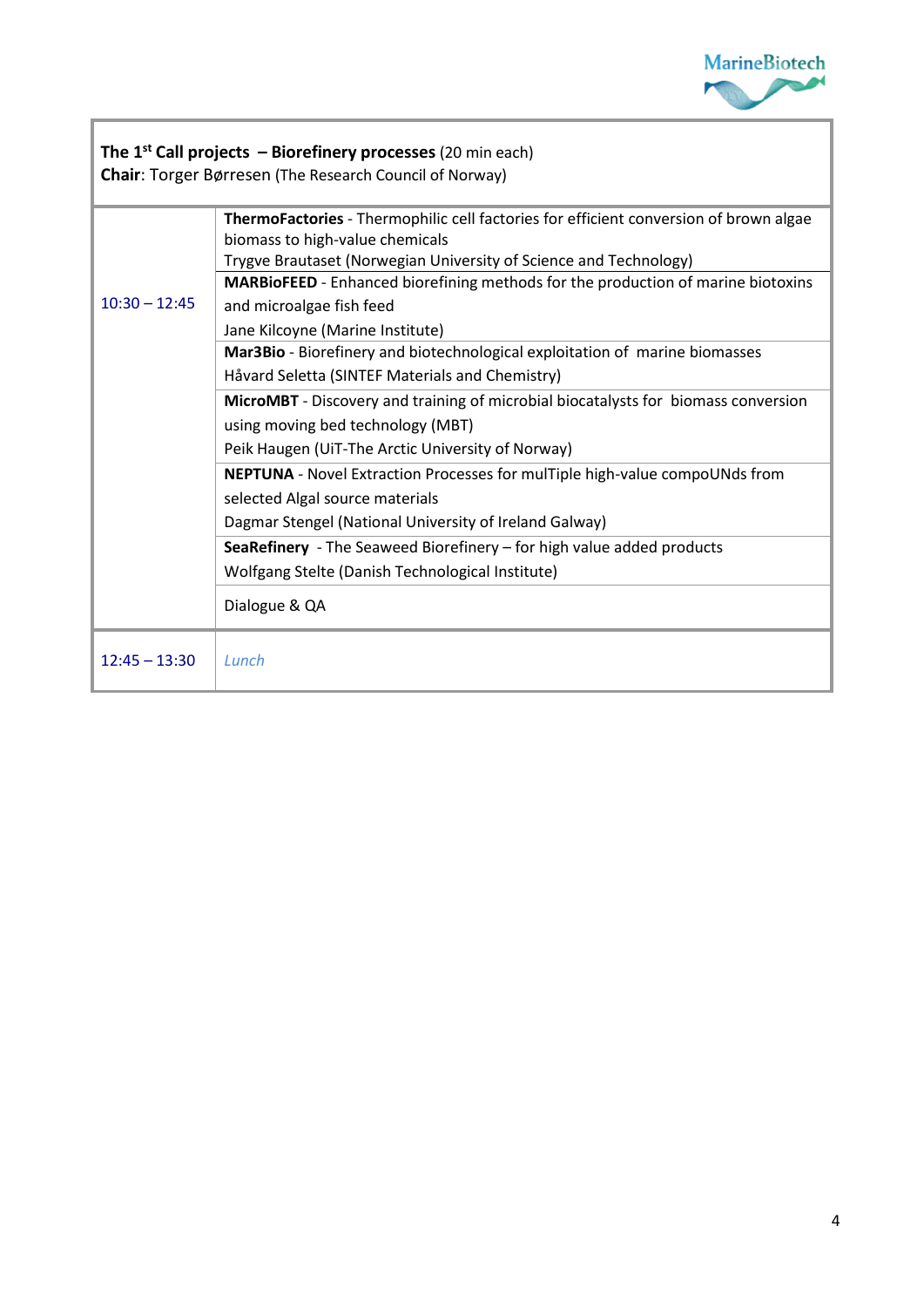**The 1st Call projects – Biorefinery processes** (20 min each)
**Chair**: Torger Børresen (The Research Council of Norway)

| Time | Session |
|---|---|
| 10:30 – 12:45 | **ThermoFactories** - Thermophilic cell factories for efficient conversion of brown algae biomass to high-value chemicals<br>Trygve Brautaset (Norwegian University of Science and Technology) |
| | **MARBioFEED** - Enhanced biorefining methods for the production of marine biotoxins and microalgae fish feed<br>Jane Kilcoyne (Marine Institute) |
| | **Mar3Bio** - Biorefinery and biotechnological exploitation of marine biomasses<br>Håvard Seletta (SINTEF Materials and Chemistry) |
| | **MicroMBT** - Discovery and training of microbial biocatalysts for biomass conversion using moving bed technology (MBT)<br>Peik Haugen (UiT-The Arctic University of Norway) |
| | **NEPTUNA** - Novel Extraction Processes for mulTiple high-value compoUNds from selected Algal source materials<br>Dagmar Stengel (National University of Ireland Galway) |
| | **SeaRefinery** - The Seaweed Biorefinery – for high value added products<br>Wolfgang Stelte (Danish Technological Institute) |
| | Dialogue & QA |
| 12:45 – 13:30 | *Lunch* |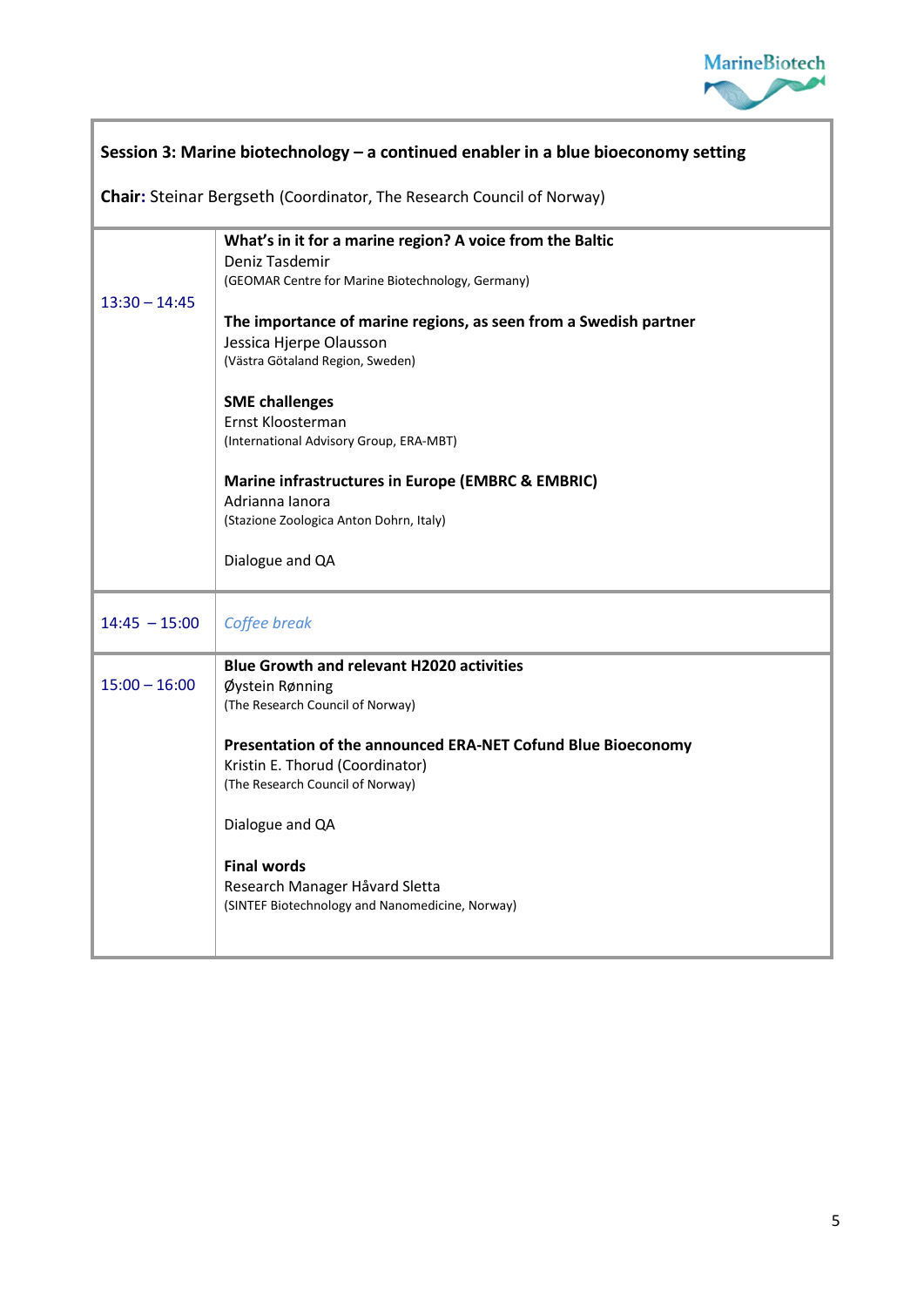| Session 3: Marine biotechnology – a continued enabler in a blue bioeconomy setting | |
|---|---|
| **Chair:** Steinar Bergseth (Coordinator, The Research Council of Norway) | |
| 13:30 – 14:45 | **What's in it for a marine region? A voice from the Baltic**<br>Deniz Tasdemir<br>(GEOMAR Centre for Marine Biotechnology, Germany)<br><br>**The importance of marine regions, as seen from a Swedish partner**<br>Jessica Hjerpe Olausson<br>(Västra Götaland Region, Sweden)<br><br>**SME challenges**<br>Ernst Kloosterman<br>(International Advisory Group, ERA-MBT)<br><br>**Marine infrastructures in Europe (EMBRC & EMBRIC)**<br>Adrianna Ianora<br>(Stazione Zoologica Anton Dohrn, Italy)<br><br>Dialogue and QA |
| 14:45 – 15:00 | *Coffee break* |
| 15:00 – 16:00 | **Blue Growth and relevant H2020 activities**<br>Øystein Rønning<br>(The Research Council of Norway)<br><br>**Presentation of the announced ERA-NET Cofund Blue Bioeconomy**<br>Kristin E. Thorud (Coordinator)<br>(The Research Council of Norway)<br><br>Dialogue and QA<br><br>**Final words**<br>Research Manager Håvard Sletta<br>(SINTEF Biotechnology and Nanomedicine, Norway) |